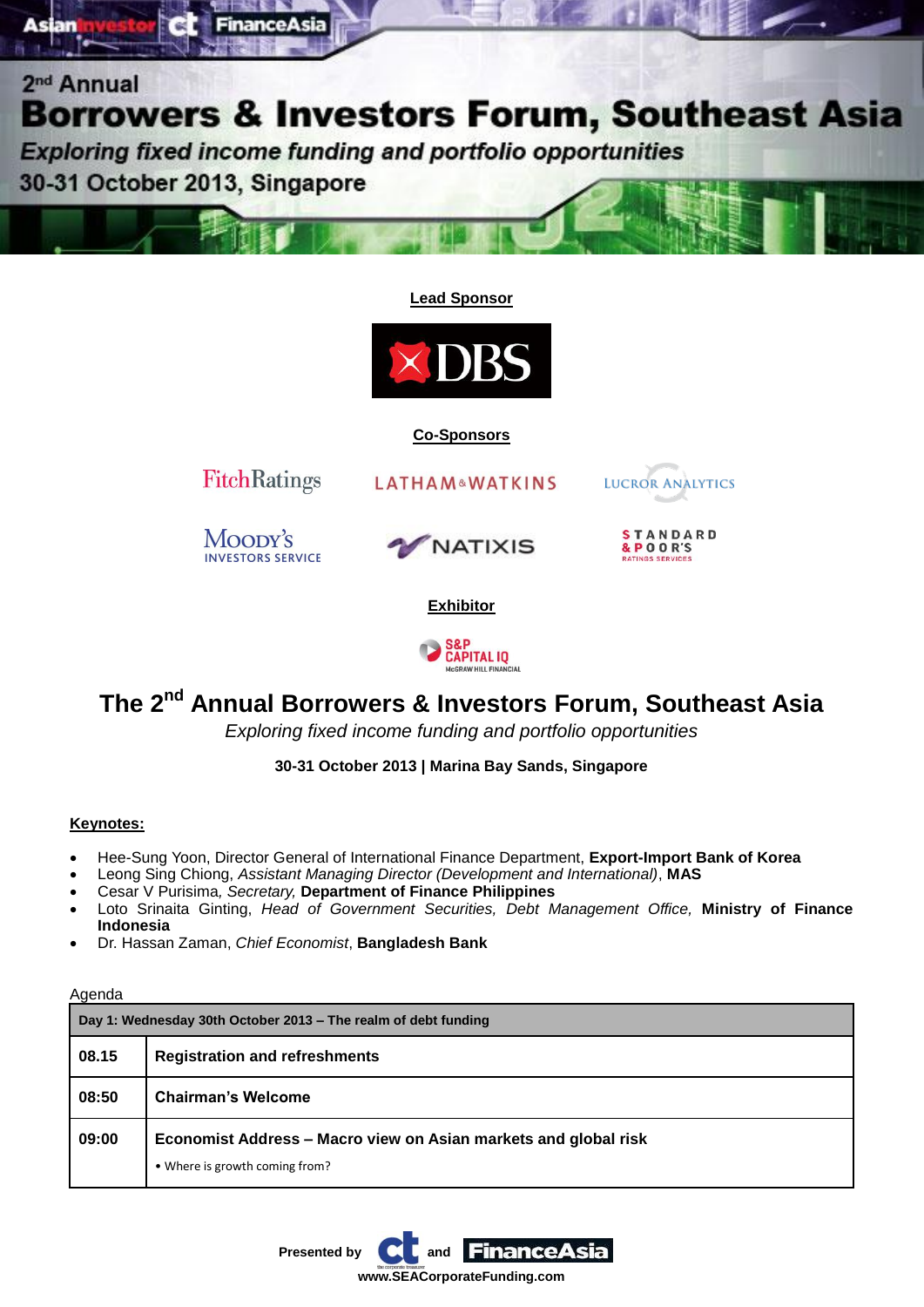2nd Annual

# Borrowers & Investors Forum, Southeast Asia

*Exploring fixed income funding and portfolio opportunities*

30-31 October 2013, Singapore

**Lead Sponsor**

DBS

**Co-Sponsors**

FitchRatings

LATHAM & WATKINS

LUCROR ANALYTICS

MOODY'S INVESTORS SERVICE

NATIXIS

STANDARD & POOR'S RATINGS SERVICES

**Exhibitor**

S&P CAPITAL IQ McGRAW HILL FINANCIAL

## The 2nd Annual Borrowers & Investors Forum, Southeast Asia

*Exploring fixed income funding and portfolio opportunities*

**30-31 October 2013 | Marina Bay Sands, Singapore**

**Keynotes:**

- Hee-Sung Yoon, Director General of International Finance Department, **Export-Import Bank of Korea**
- Leong Sing Chiong, *Assistant Managing Director (Development and International)*, **MAS**
- Cesar V Purisima, *Secretary,* **Department of Finance Philippines**
- Loto Srinaita Ginting, *Head of Government Securities, Debt Management Office,* **Ministry of Finance Indonesia**
- Dr. Hassan Zaman, *Chief Economist*, **Bangladesh Bank**

Agenda

| **Day 1: Wednesday 30th October 2013 – The realm of debt funding** | |
|---|---|
| **08.15** | **Registration and refreshments** |
| **08:50** | **Chairman's Welcome** |
| **09:00** | **Economist Address – Macro view on Asian markets and global risk**<br>• Where is growth coming from? |

**Presented by** ct **and** FinanceAsia

**www.SEACorporateFunding.com**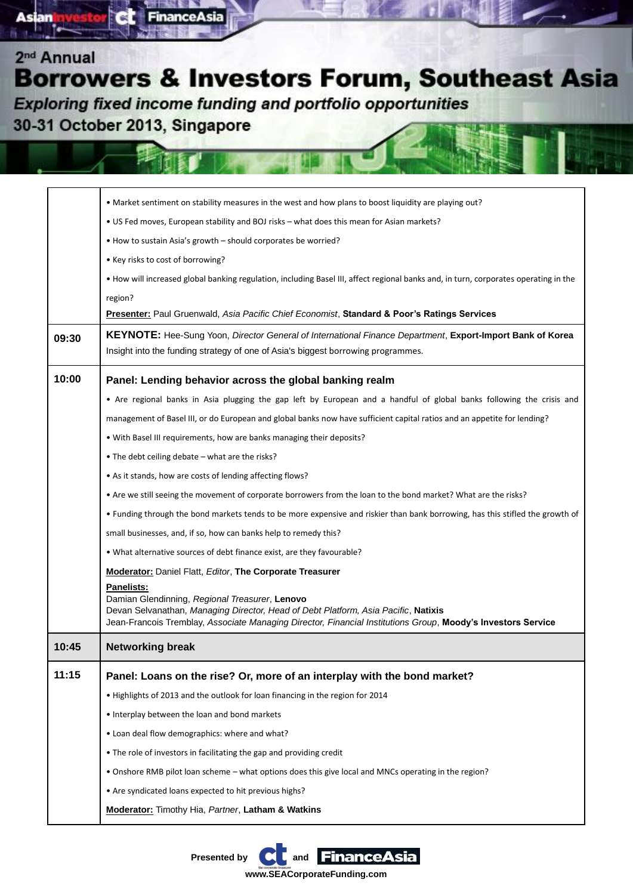| | |
|---|---|
| | • Market sentiment on stability measures in the west and how plans to boost liquidity are playing out?<br>• US Fed moves, European stability and BOJ risks – what does this mean for Asian markets?<br>• How to sustain Asia's growth – should corporates be worried?<br>• Key risks to cost of borrowing?<br>• How will increased global banking regulation, including Basel III, affect regional banks and, in turn, corporates operating in the region?<br>**Presenter:** Paul Gruenwald, *Asia Pacific Chief Economist*, **Standard & Poor's Ratings Services** |
| **09:30** | **KEYNOTE:** Hee-Sung Yoon, *Director General of International Finance Department*, **Export-Import Bank of Korea**<br>Insight into the funding strategy of one of Asia's biggest borrowing programmes. |
| **10:00** | **Panel: Lending behavior across the global banking realm**<br>• Are regional banks in Asia plugging the gap left by European and a handful of global banks following the crisis and management of Basel III, or do European and global banks now have sufficient capital ratios and an appetite for lending?<br>• With Basel III requirements, how are banks managing their deposits?<br>• The debt ceiling debate – what are the risks?<br>• As it stands, how are costs of lending affecting flows?<br>• Are we still seeing the movement of corporate borrowers from the loan to the bond market? What are the risks?<br>• Funding through the bond markets tends to be more expensive and riskier than bank borrowing, has this stifled the growth of small businesses, and, if so, how can banks help to remedy this?<br>• What alternative sources of debt finance exist, are they favourable?<br>**Moderator:** Daniel Flatt, *Editor*, **The Corporate Treasurer**<br>**Panelists:**<br>Damian Glendinning, *Regional Treasurer*, **Lenovo**<br>Devan Selvanathan, *Managing Director, Head of Debt Platform, Asia Pacific*, **Natixis**<br>Jean-Francois Tremblay, *Associate Managing Director, Financial Institutions Group*, **Moody's Investors Service** |
| **10:45** | **Networking break** |
| **11:15** | **Panel: Loans on the rise? Or, more of an interplay with the bond market?**<br>• Highlights of 2013 and the outlook for loan financing in the region for 2014<br>• Interplay between the loan and bond markets<br>• Loan deal flow demographics: where and what?<br>• The role of investors in facilitating the gap and providing credit<br>• Onshore RMB pilot loan scheme – what options does this give local and MNCs operating in the region?<br>• Are syndicated loans expected to hit previous highs?<br>**Moderator:** Timothy Hia, *Partner*, **Latham & Watkins** |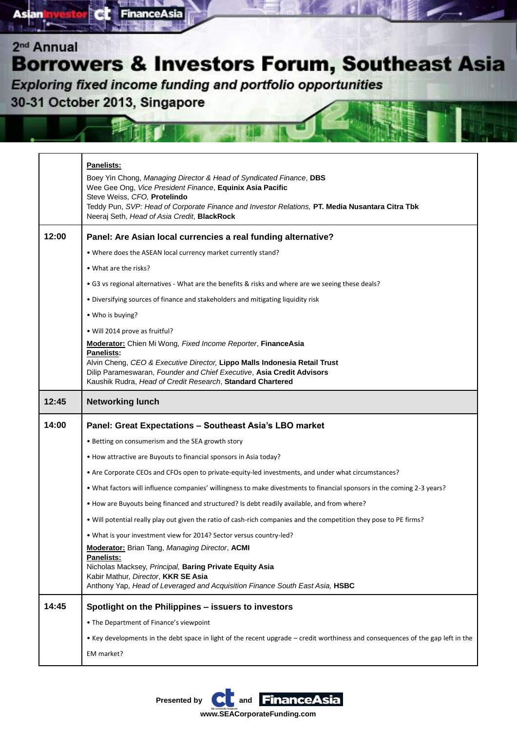| | |
|---|---|
| | **Panelists:**<br>Boey Yin Chong, *Managing Director & Head of Syndicated Finance*, **DBS**<br>Wee Gee Ong, *Vice President Finance*, **Equinix Asia Pacific**<br>Steve Weiss, *CFO,* **Protelindo**<br>Teddy Pun, *SVP: Head of Corporate Finance and Investor Relations,* **PT. Media Nusantara Citra Tbk**<br>Neeraj Seth, *Head of Asia Credit*, **BlackRock** |
| **12:00** | **Panel: Are Asian local currencies a real funding alternative?**<br>• Where does the ASEAN local currency market currently stand?<br>• What are the risks?<br>• G3 vs regional alternatives - What are the benefits & risks and where are we seeing these deals?<br>• Diversifying sources of finance and stakeholders and mitigating liquidity risk<br>• Who is buying?<br>• Will 2014 prove as fruitful?<br>**Moderator:** Chien Mi Wong, *Fixed Income Reporter*, **FinanceAsia**<br>**Panelists:**<br>Alvin Cheng, *CEO & Executive Director,* **Lippo Malls Indonesia Retail Trust**<br>Dilip Parameswaran, *Founder and Chief Executive*, **Asia Credit Advisors**<br>Kaushik Rudra, *Head of Credit Research*, **Standard Chartered** |
| **12:45** | **Networking lunch** |
| **14:00** | **Panel: Great Expectations – Southeast Asia's LBO market**<br>• Betting on consumerism and the SEA growth story<br>• How attractive are Buyouts to financial sponsors in Asia today?<br>• Are Corporate CEOs and CFOs open to private-equity-led investments, and under what circumstances?<br>• What factors will influence companies' willingness to make divestments to financial sponsors in the coming 2-3 years?<br>• How are Buyouts being financed and structured? Is debt readily available, and from where?<br>• Will potential really play out given the ratio of cash-rich companies and the competition they pose to PE firms?<br>• What is your investment view for 2014? Sector versus country-led?<br>**Moderator:** Brian Tang, *Managing Director*, **ACMI**<br>**Panelists:**<br>Nicholas Macksey, *Principal,* **Baring Private Equity Asia**<br>Kabir Mathur, *Director*, **KKR SE Asia**<br>Anthony Yap, *Head of Leveraged and Acquisition Finance South East Asia,* **HSBC** |
| **14:45** | **Spotlight on the Philippines – issuers to investors**<br>• The Department of Finance's viewpoint<br>• Key developments in the debt space in light of the recent upgrade – credit worthiness and consequences of the gap left in the EM market? |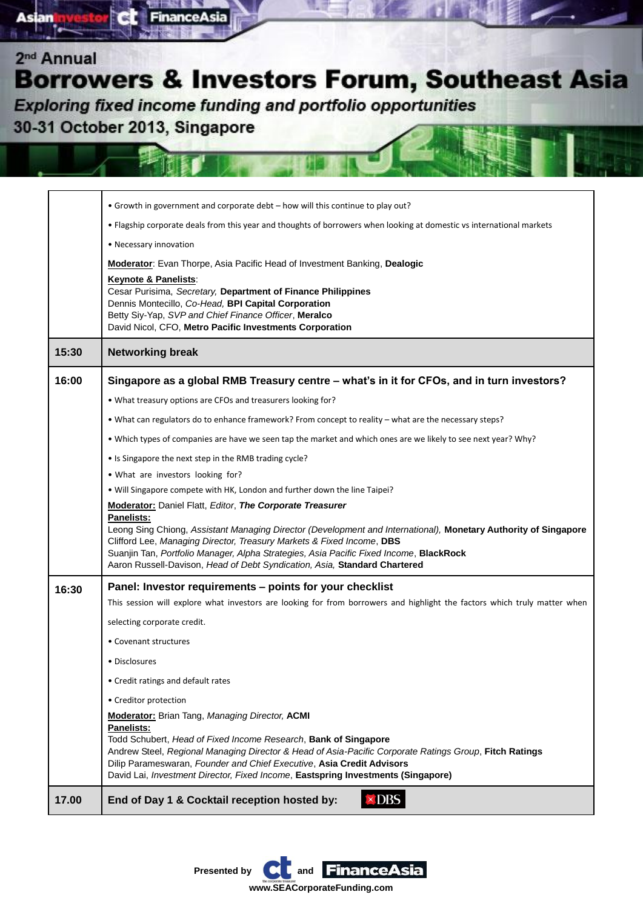# 2nd Annual Borrowers & Investors Forum, Southeast Asia

*Exploring fixed income funding and portfolio opportunities*

30-31 October 2013, Singapore

| | |
|---|---|
| | • Growth in government and corporate debt – how will this continue to play out?<br>• Flagship corporate deals from this year and thoughts of borrowers when looking at domestic vs international markets<br>• Necessary innovation<br>**Moderator**: Evan Thorpe, Asia Pacific Head of Investment Banking, **Dealogic**<br>**Keynote & Panelists**:<br>Cesar Purisima, *Secretary,* **Department of Finance Philippines**<br>Dennis Montecillo, *Co-Head,* **BPI Capital Corporation**<br>Betty Siy-Yap, *SVP and Chief Finance Officer*, **Meralco**<br>David Nicol, CFO, **Metro Pacific Investments Corporation** |
| **15:30** | **Networking break** |
| **16:00** | **Singapore as a global RMB Treasury centre – what's in it for CFOs, and in turn investors?**<br>• What treasury options are CFOs and treasurers looking for?<br>• What can regulators do to enhance framework? From concept to reality – what are the necessary steps?<br>• Which types of companies are have we seen tap the market and which ones are we likely to see next year? Why?<br>• Is Singapore the next step in the RMB trading cycle?<br>• What are investors looking for?<br>• Will Singapore compete with HK, London and further down the line Taipei?<br>**Moderator:** Daniel Flatt, *Editor*, ***The Corporate Treasurer***<br>**Panelists:**<br>Leong Sing Chiong, *Assistant Managing Director (Development and International),* **Monetary Authority of Singapore**<br>Clifford Lee, *Managing Director, Treasury Markets & Fixed Income*, **DBS**<br>Suanjin Tan, *Portfolio Manager, Alpha Strategies, Asia Pacific Fixed Income*, **BlackRock**<br>Aaron Russell-Davison, *Head of Debt Syndication, Asia,* **Standard Chartered** |
| **16:30** | **Panel: Investor requirements – points for your checklist**<br>This session will explore what investors are looking for from borrowers and highlight the factors which truly matter when selecting corporate credit.<br>• Covenant structures<br>• Disclosures<br>• Credit ratings and default rates<br>• Creditor protection<br>**Moderator:** Brian Tang, *Managing Director,* **ACMI**<br>**Panelists:**<br>Todd Schubert, *Head of Fixed Income Research*, **Bank of Singapore**<br>Andrew Steel, *Regional Managing Director & Head of Asia-Pacific Corporate Ratings Group*, **Fitch Ratings**<br>Dilip Parameswaran, *Founder and Chief Executive*, **Asia Credit Advisors**<br>David Lai, *Investment Director, Fixed Income*, **Eastspring Investments (Singapore)** |
| **17.00** | **End of Day 1 & Cocktail reception hosted by:** DBS |

Presented by ct and FinanceAsia

**www.SEACorporateFunding.com**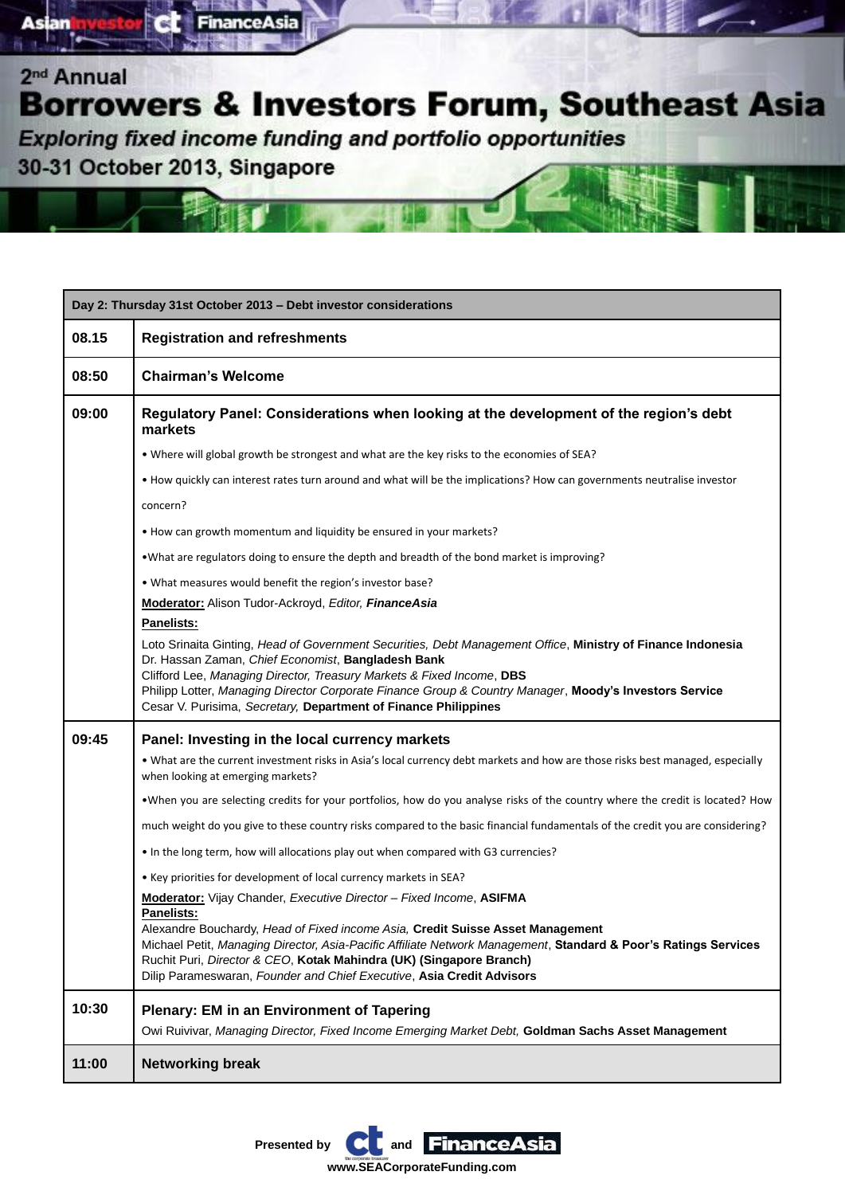# 2nd Annual Borrowers & Investors Forum, Southeast Asia

*Exploring fixed income funding and portfolio opportunities*

30-31 October 2013, Singapore

| Day 2: Thursday 31st October 2013 – Debt investor considerations | |
|---|---|
| 08.15 | **Registration and refreshments** |
| 08:50 | **Chairman's Welcome** |
| 09:00 | **Regulatory Panel: Considerations when looking at the development of the region's debt markets**<br>• Where will global growth be strongest and what are the key risks to the economies of SEA?<br>• How quickly can interest rates turn around and what will be the implications? How can governments neutralise investor concern?<br>• How can growth momentum and liquidity be ensured in your markets?<br>•What are regulators doing to ensure the depth and breadth of the bond market is improving?<br>• What measures would benefit the region's investor base?<br>**Moderator:** Alison Tudor-Ackroyd, *Editor,* ***FinanceAsia***<br>**Panelists:**<br>Loto Srinaita Ginting, *Head of Government Securities, Debt Management Office*, **Ministry of Finance Indonesia**<br>Dr. Hassan Zaman, *Chief Economist*, **Bangladesh Bank**<br>Clifford Lee, *Managing Director, Treasury Markets & Fixed Income*, **DBS**<br>Philipp Lotter, *Managing Director Corporate Finance Group & Country Manager*, **Moody's Investors Service**<br>Cesar V. Purisima, *Secretary,* **Department of Finance Philippines** |
| 09:45 | **Panel: Investing in the local currency markets**<br>• What are the current investment risks in Asia's local currency debt markets and how are those risks best managed, especially when looking at emerging markets?<br>•When you are selecting credits for your portfolios, how do you analyse risks of the country where the credit is located? How much weight do you give to these country risks compared to the basic financial fundamentals of the credit you are considering?<br>• In the long term, how will allocations play out when compared with G3 currencies?<br>• Key priorities for development of local currency markets in SEA?<br>**Moderator:** Vijay Chander, *Executive Director – Fixed Income*, **ASIFMA**<br>**Panelists:**<br>Alexandre Bouchardy, *Head of Fixed income Asia,* **Credit Suisse Asset Management**<br>Michael Petit, *Managing Director, Asia-Pacific Affiliate Network Management*, **Standard & Poor's Ratings Services**<br>Ruchit Puri, *Director & CEO*, **Kotak Mahindra (UK) (Singapore Branch)**<br>Dilip Parameswaran, *Founder and Chief Executive*, **Asia Credit Advisors** |
| 10:30 | **Plenary: EM in an Environment of Tapering**<br>Owi Ruivivar, *Managing Director, Fixed Income Emerging Market Debt,* **Goldman Sachs Asset Management** |
| 11:00 | **Networking break** |

**Presented by** ct **and** FinanceAsia

**www.SEACorporateFunding.com**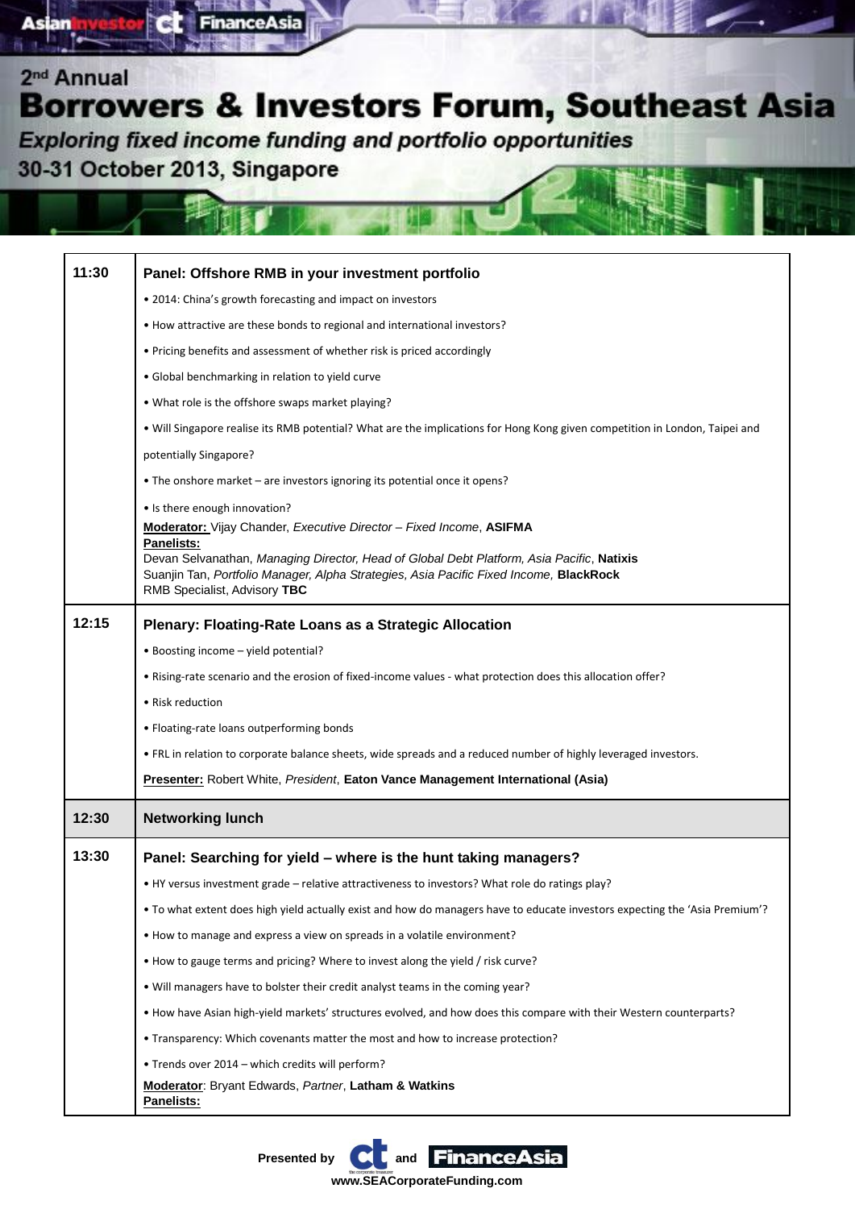# 2nd Annual Borrowers & Investors Forum, Southeast Asia

*Exploring fixed income funding and portfolio opportunities*

**30-31 October 2013, Singapore**

| | |
|---|---|
| **11:30** | **Panel: Offshore RMB in your investment portfolio**<br>• 2014: China's growth forecasting and impact on investors<br>• How attractive are these bonds to regional and international investors?<br>• Pricing benefits and assessment of whether risk is priced accordingly<br>• Global benchmarking in relation to yield curve<br>• What role is the offshore swaps market playing?<br>• Will Singapore realise its RMB potential? What are the implications for Hong Kong given competition in London, Taipei and potentially Singapore?<br>• The onshore market – are investors ignoring its potential once it opens?<br>• Is there enough innovation?<br>**Moderator:** Vijay Chander, *Executive Director – Fixed Income*, **ASIFMA**<br>**Panelists:**<br>Devan Selvanathan, *Managing Director, Head of Global Debt Platform, Asia Pacific*, **Natixis**<br>Suanjin Tan, *Portfolio Manager, Alpha Strategies, Asia Pacific Fixed Income,* **BlackRock**<br>RMB Specialist, Advisory **TBC** |
| **12:15** | **Plenary: Floating-Rate Loans as a Strategic Allocation**<br>• Boosting income – yield potential?<br>• Rising-rate scenario and the erosion of fixed-income values - what protection does this allocation offer?<br>• Risk reduction<br>• Floating-rate loans outperforming bonds<br>• FRL in relation to corporate balance sheets, wide spreads and a reduced number of highly leveraged investors.<br>**Presenter:** Robert White, *President*, **Eaton Vance Management International (Asia)** |
| **12:30** | **Networking lunch** |
| **13:30** | **Panel: Searching for yield – where is the hunt taking managers?**<br>• HY versus investment grade – relative attractiveness to investors? What role do ratings play?<br>• To what extent does high yield actually exist and how do managers have to educate investors expecting the 'Asia Premium'?<br>• How to manage and express a view on spreads in a volatile environment?<br>• How to gauge terms and pricing? Where to invest along the yield / risk curve?<br>• Will managers have to bolster their credit analyst teams in the coming year?<br>• How have Asian high-yield markets' structures evolved, and how does this compare with their Western counterparts?<br>• Transparency: Which covenants matter the most and how to increase protection?<br>• Trends over 2014 – which credits will perform?<br>**Moderator**: Bryant Edwards, *Partner*, **Latham & Watkins**<br>**Panelists:** |

Presented by ct and FinanceAsia

www.SEACorporateFunding.com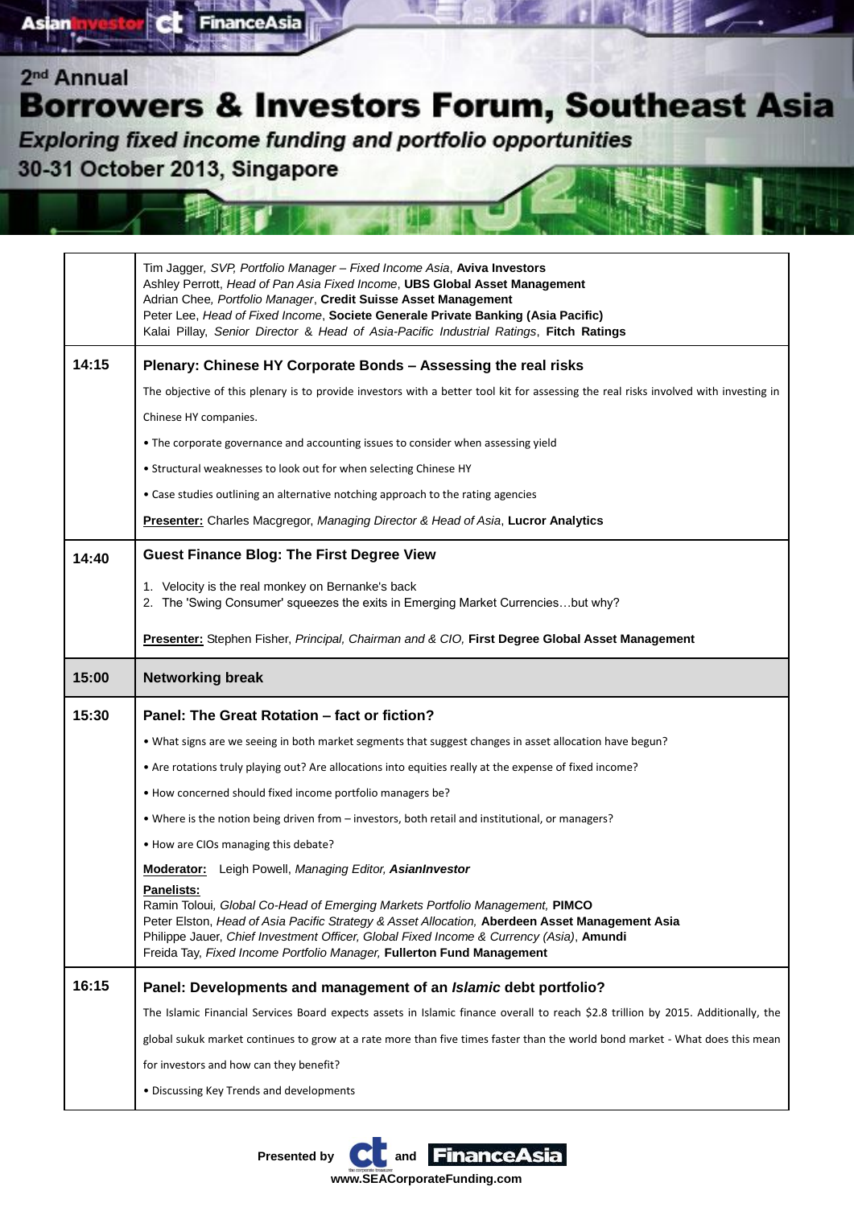# 2nd Annual Borrowers & Investors Forum, Southeast Asia

*Exploring fixed income funding and portfolio opportunities*

**30-31 October 2013, Singapore**

| | |
|---|---|
| | Tim Jagger, *SVP, Portfolio Manager – Fixed Income Asia*, **Aviva Investors**<br>Ashley Perrott, *Head of Pan Asia Fixed Income*, **UBS Global Asset Management**<br>Adrian Chee, *Portfolio Manager*, **Credit Suisse Asset Management**<br>Peter Lee, *Head of Fixed Income*, **Societe Generale Private Banking (Asia Pacific)**<br>Kalai Pillay, *Senior Director & Head of Asia-Pacific Industrial Ratings*, **Fitch Ratings** |
| **14:15** | **Plenary: Chinese HY Corporate Bonds – Assessing the real risks**<br>The objective of this plenary is to provide investors with a better tool kit for assessing the real risks involved with investing in Chinese HY companies.<br>• The corporate governance and accounting issues to consider when assessing yield<br>• Structural weaknesses to look out for when selecting Chinese HY<br>• Case studies outlining an alternative notching approach to the rating agencies<br>**Presenter:** Charles Macgregor, *Managing Director & Head of Asia*, **Lucror Analytics** |
| **14:40** | **Guest Finance Blog: The First Degree View**<br>1. Velocity is the real monkey on Bernanke's back<br>2. The 'Swing Consumer' squeezes the exits in Emerging Market Currencies…but why?<br>**Presenter:** Stephen Fisher, *Principal, Chairman and & CIO,* **First Degree Global Asset Management** |
| **15:00** | **Networking break** |
| **15:30** | **Panel: The Great Rotation – fact or fiction?**<br>• What signs are we seeing in both market segments that suggest changes in asset allocation have begun?<br>• Are rotations truly playing out? Are allocations into equities really at the expense of fixed income?<br>• How concerned should fixed income portfolio managers be?<br>• Where is the notion being driven from – investors, both retail and institutional, or managers?<br>• How are CIOs managing this debate?<br>**Moderator:** Leigh Powell, *Managing Editor, **AsianInvestor***<br>**Panelists:**<br>Ramin Toloui, *Global Co-Head of Emerging Markets Portfolio Management,* **PIMCO**<br>Peter Elston, *Head of Asia Pacific Strategy & Asset Allocation,* **Aberdeen Asset Management Asia**<br>Philippe Jauer, *Chief Investment Officer, Global Fixed Income & Currency (Asia)*, **Amundi**<br>Freida Tay, *Fixed Income Portfolio Manager,* **Fullerton Fund Management** |
| **16:15** | **Panel: Developments and management of an *Islamic* debt portfolio?**<br>The Islamic Financial Services Board expects assets in Islamic finance overall to reach $2.8 trillion by 2015. Additionally, the global sukuk market continues to grow at a rate more than five times faster than the world bond market - What does this mean for investors and how can they benefit?<br>• Discussing Key Trends and developments |

Presented by ct and FinanceAsia

www.SEACorporateFunding.com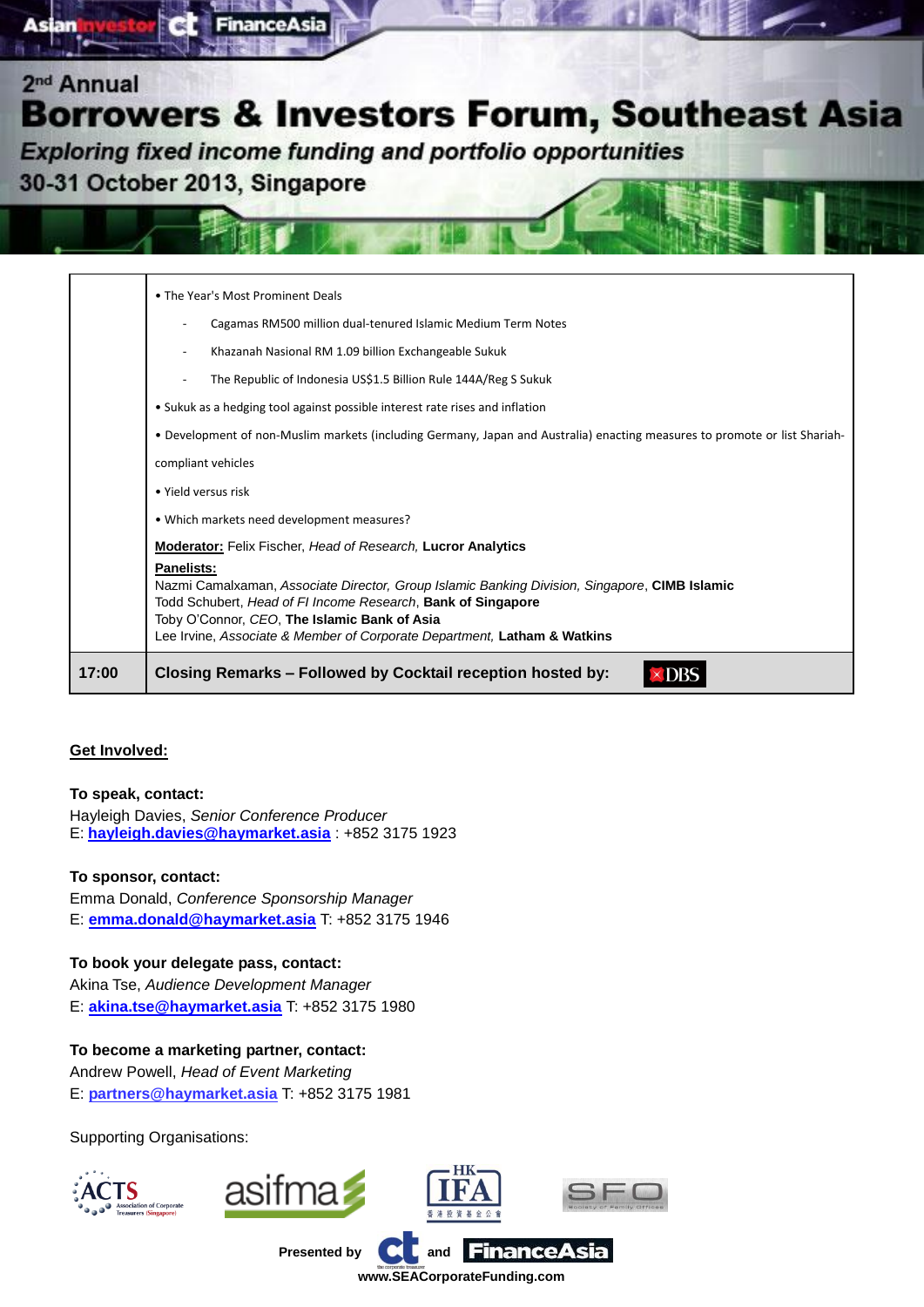2nd Annual

# Borrowers & Investors Forum, Southeast Asia

*Exploring fixed income funding and portfolio opportunities*

30-31 October 2013, Singapore

| | |
|---|---|
| | • The Year's Most Prominent Deals<br>- Cagamas RM500 million dual-tenured Islamic Medium Term Notes<br>- Khazanah Nasional RM 1.09 billion Exchangeable Sukuk<br>- The Republic of Indonesia US$1.5 Billion Rule 144A/Reg S Sukuk<br>• Sukuk as a hedging tool against possible interest rate rises and inflation<br>• Development of non-Muslim markets (including Germany, Japan and Australia) enacting measures to promote or list Shariah-compliant vehicles<br>• Yield versus risk<br>• Which markets need development measures?<br>**Moderator:** Felix Fischer, *Head of Research,* **Lucror Analytics**<br>**Panelists:**<br>Nazmi Camalxaman, *Associate Director, Group Islamic Banking Division, Singapore*, **CIMB Islamic**<br>Todd Schubert, *Head of FI Income Research*, **Bank of Singapore**<br>Toby O'Connor, *CEO*, **The Islamic Bank of Asia**<br>Lee Irvine, *Associate & Member of Corporate Department,* **Latham & Watkins** |
| **17:00** | **Closing Remarks – Followed by Cocktail reception hosted by:** DBS |

**Get Involved:**

**To speak, contact:**
Hayleigh Davies, *Senior Conference Producer*
E: **hayleigh.davies@haymarket.asia** : +852 3175 1923

**To sponsor, contact:**
Emma Donald, *Conference Sponsorship Manager*
E: **emma.donald@haymarket.asia** T: +852 3175 1946

**To book your delegate pass, contact:**
Akina Tse, *Audience Development Manager*
E: **akina.tse@haymarket.asia** T: +852 3175 1980

**To become a marketing partner, contact:**
Andrew Powell, *Head of Event Marketing*
E: **partners@haymarket.asia** T: +852 3175 1981

Supporting Organisations:

ACTS Association of Corporate Treasurers (Singapore) · asifma · HK IFA · SFO Society of Family Offices

**Presented by** ct **and** FinanceAsia

**www.SEACorporateFunding.com**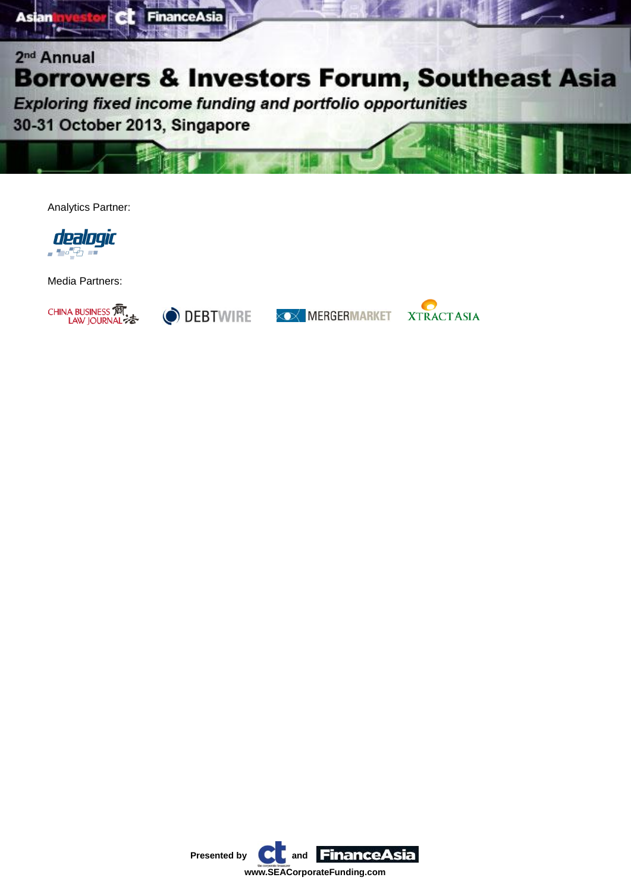2nd Annual

# Borrowers & Investors Forum, Southeast Asia

*Exploring fixed income funding and portfolio opportunities*

30-31 October 2013, Singapore

Analytics Partner:

dealogic

Media Partners:

CHINA BUSINESS LAW JOURNAL 商法

DEBTWIRE

MERGERMARKET

XTRACT ASIA

**Presented by** ct **and** FinanceAsia

**www.SEACorporateFunding.com**